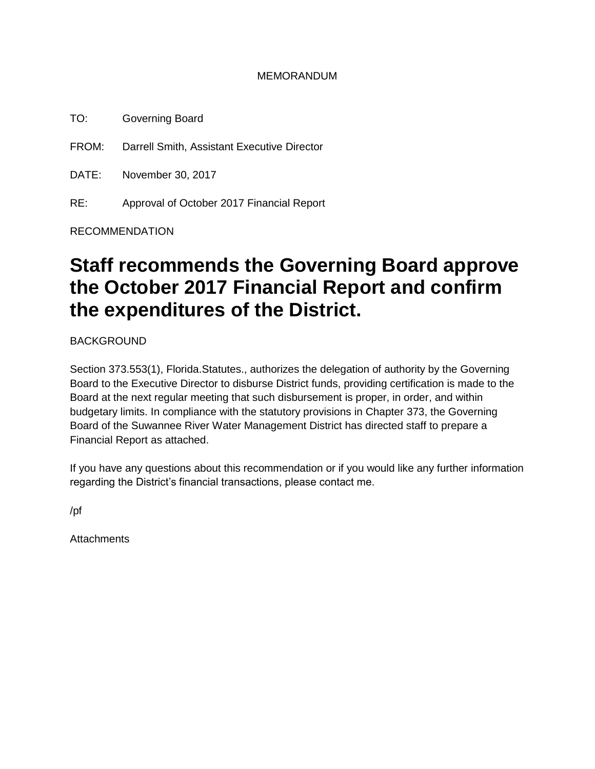MEMORANDUM

TO: Governing Board

FROM: Darrell Smith, Assistant Executive Director

DATE: November 30, 2017

RE: Approval of October 2017 Financial Report

RECOMMENDATION

# Staff recommends the Governing Board approve the October 2017 Financial Report and confirm the expenditures of the District.

BACKGROUND

Section 373.553(1), Florida.Statutes., authorizes the delegation of authority by the Governing Board to the Executive Director to disburse District funds, providing certification is made to the Board at the next regular meeting that such disbursement is proper, in order, and within budgetary limits. In compliance with the statutory provisions in Chapter 373, the Governing Board of the Suwannee River Water Management District has directed staff to prepare a Financial Report as attached.

If you have any questions about this recommendation or if you would like any further information regarding the District's financial transactions, please contact me.

/pf

Attachments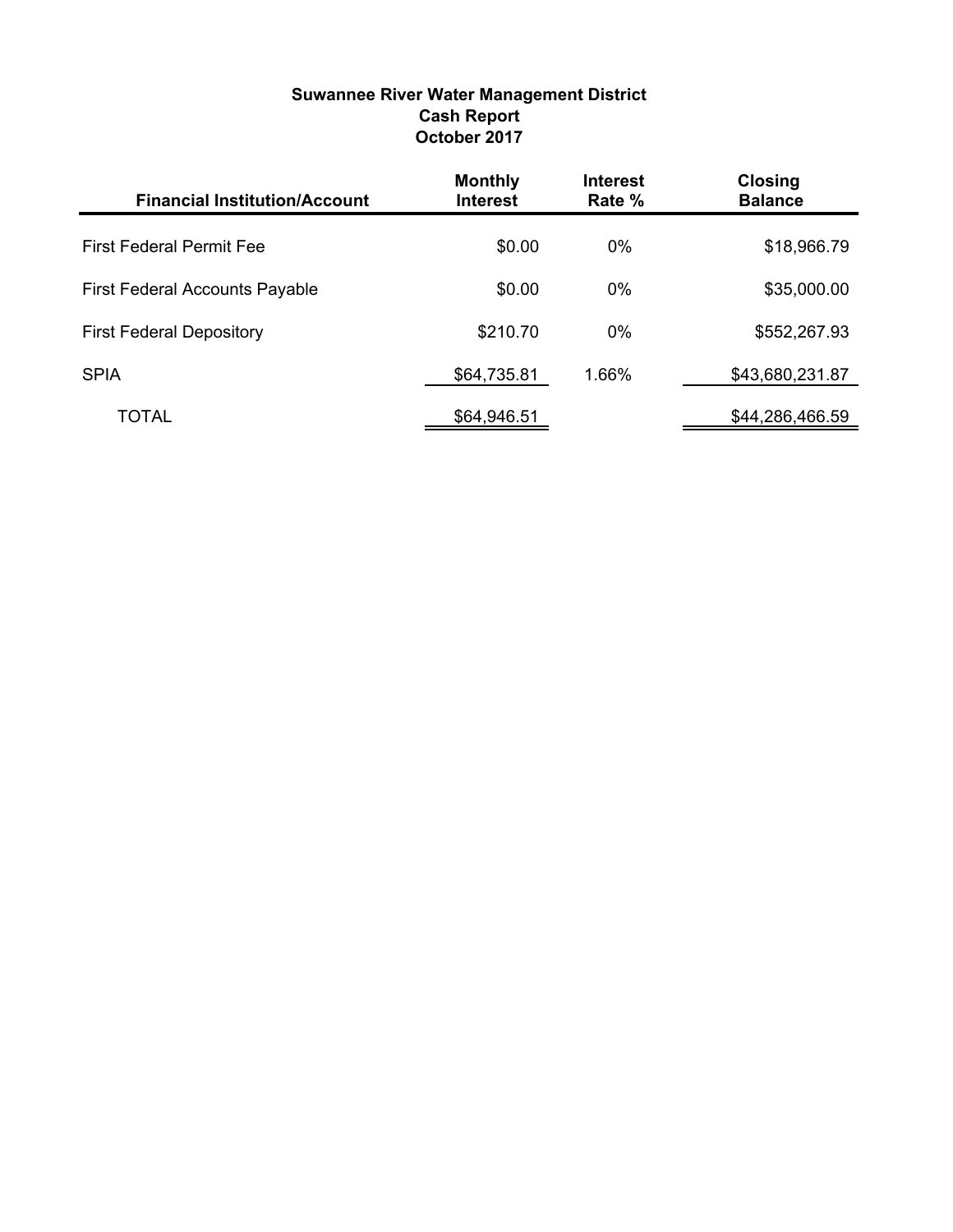**Suwannee River Water Management District**
**Cash Report**
**October 2017**

| Financial Institution/Account | Monthly Interest | Interest Rate % | Closing Balance |
|---|---|---|---|
| First Federal Permit Fee | $0.00 | 0% | $18,966.79 |
| First Federal Accounts Payable | $0.00 | 0% | $35,000.00 |
| First Federal Depository | $210.70 | 0% | $552,267.93 |
| SPIA | $64,735.81 | 1.66% | $43,680,231.87 |
| TOTAL | $64,946.51 | | $44,286,466.59 |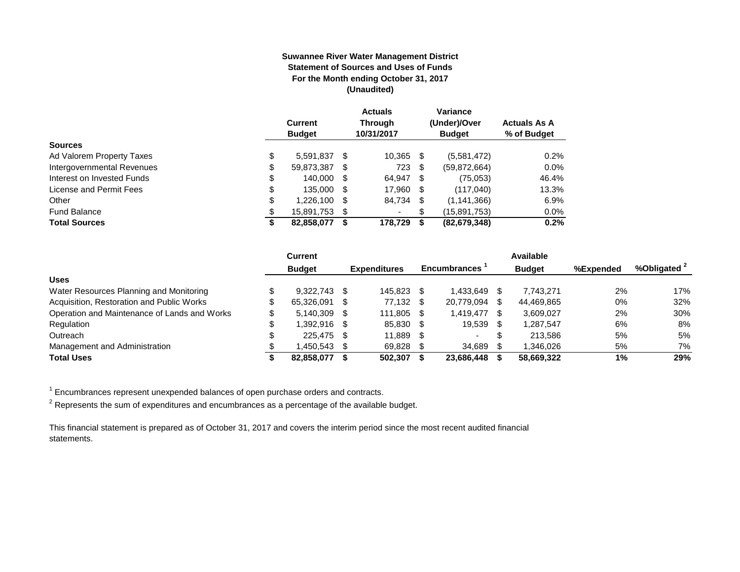**Suwannee River Water Management District**
**Statement of Sources and Uses of Funds**
**For the Month ending October 31, 2017**
**(Unaudited)**

| | Current Budget | Actuals Through 10/31/2017 | Variance (Under)/Over Budget | Actuals As A % of Budget |
|---|---|---|---|---|
| **Sources** | | | | |
| Ad Valorem Property Taxes | $ 5,591,837 | $ 10,365 | $ (5,581,472) | 0.2% |
| Intergovernmental Revenues | $ 59,873,387 | $ 723 | $ (59,872,664) | 0.0% |
| Interest on Invested Funds | $ 140,000 | $ 64,947 | $ (75,053) | 46.4% |
| License and Permit Fees | $ 135,000 | $ 17,960 | $ (117,040) | 13.3% |
| Other | $ 1,226,100 | $ 84,734 | $ (1,141,366) | 6.9% |
| Fund Balance | $ 15,891,753 | $ - | $ (15,891,753) | 0.0% |
| **Total Sources** | **$ 82,858,077** | **$ 178,729** | **$ (82,679,348)** | **0.2%** |

| | Current Budget | Expenditures | Encumbrances [1] | Available Budget | %Expended | %Obligated [2] |
|---|---|---|---|---|---|---|
| **Uses** | | | | | | |
| Water Resources Planning and Monitoring | $ 9,322,743 | $ 145,823 | $ 1,433,649 | $ 7,743,271 | 2% | 17% |
| Acquisition, Restoration and Public Works | $ 65,326,091 | $ 77,132 | $ 20,779,094 | $ 44,469,865 | 0% | 32% |
| Operation and Maintenance of Lands and Works | $ 5,140,309 | $ 111,805 | $ 1,419,477 | $ 3,609,027 | 2% | 30% |
| Regulation | $ 1,392,916 | $ 85,830 | $ 19,539 | $ 1,287,547 | 6% | 8% |
| Outreach | $ 225,475 | $ 11,889 | $ - | $ 213,586 | 5% | 5% |
| Management and Administration | $ 1,450,543 | $ 69,828 | $ 34,689 | $ 1,346,026 | 5% | 7% |
| **Total Uses** | **$ 82,858,077** | **$ 502,307** | **$ 23,686,448** | **$ 58,669,322** | **1%** | **29%** |

[1] Encumbrances represent unexpended balances of open purchase orders and contracts.

[2] Represents the sum of expenditures and encumbrances as a percentage of the available budget.

This financial statement is prepared as of October 31, 2017 and covers the interim period since the most recent audited financial statements.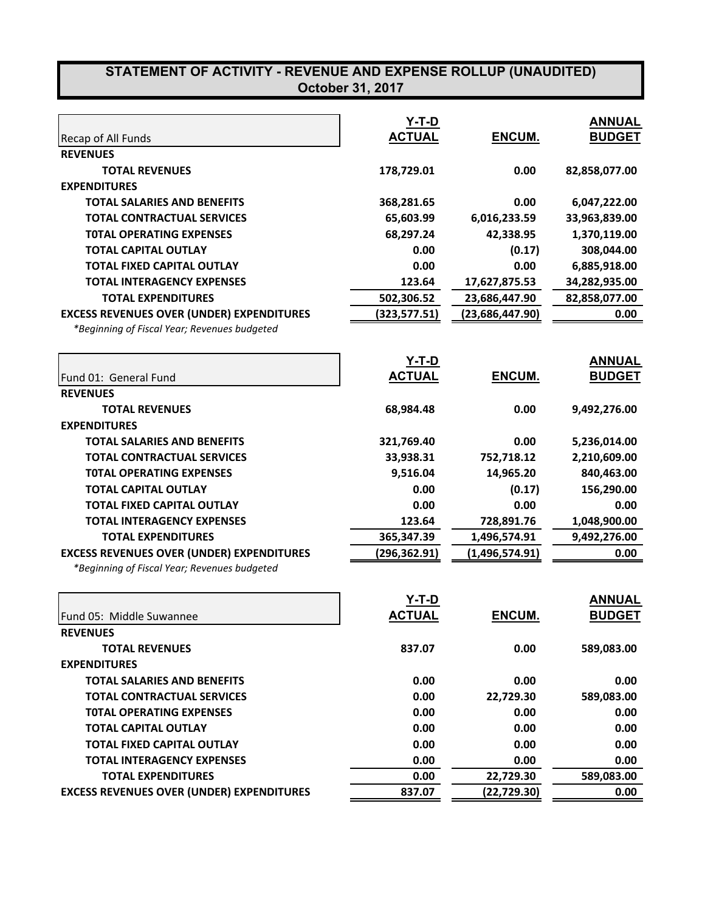# STATEMENT OF ACTIVITY - REVENUE AND EXPENSE ROLLUP (UNAUDITED)
## October 31, 2017

| Recap of All Funds | Y-T-D ACTUAL | ENCUM. | ANNUAL BUDGET |
|---|---|---|---|
| **REVENUES** | | | |
| **TOTAL REVENUES** | **178,729.01** | **0.00** | **82,858,077.00** |
| **EXPENDITURES** | | | |
| **TOTAL SALARIES AND BENEFITS** | **368,281.65** | **0.00** | **6,047,222.00** |
| **TOTAL CONTRACTUAL SERVICES** | **65,603.99** | **6,016,233.59** | **33,963,839.00** |
| **T0TAL OPERATING EXPENSES** | **68,297.24** | **42,338.95** | **1,370,119.00** |
| **TOTAL CAPITAL OUTLAY** | **0.00** | **(0.17)** | **308,044.00** |
| **TOTAL FIXED CAPITAL OUTLAY** | **0.00** | **0.00** | **6,885,918.00** |
| **TOTAL INTERAGENCY EXPENSES** | **123.64** | **17,627,875.53** | **34,282,935.00** |
| **TOTAL EXPENDITURES** | **502,306.52** | **23,686,447.90** | **82,858,077.00** |
| **EXCESS REVENUES OVER (UNDER) EXPENDITURES** | **(323,577.51)** | **(23,686,447.90)** | **0.00** |

*\*Beginning of Fiscal Year; Revenues budgeted*

| Fund 01: General Fund | Y-T-D ACTUAL | ENCUM. | ANNUAL BUDGET |
|---|---|---|---|
| **REVENUES** | | | |
| **TOTAL REVENUES** | **68,984.48** | **0.00** | **9,492,276.00** |
| **EXPENDITURES** | | | |
| **TOTAL SALARIES AND BENEFITS** | **321,769.40** | **0.00** | **5,236,014.00** |
| **TOTAL CONTRACTUAL SERVICES** | **33,938.31** | **752,718.12** | **2,210,609.00** |
| **T0TAL OPERATING EXPENSES** | **9,516.04** | **14,965.20** | **840,463.00** |
| **TOTAL CAPITAL OUTLAY** | **0.00** | **(0.17)** | **156,290.00** |
| **TOTAL FIXED CAPITAL OUTLAY** | **0.00** | **0.00** | **0.00** |
| **TOTAL INTERAGENCY EXPENSES** | **123.64** | **728,891.76** | **1,048,900.00** |
| **TOTAL EXPENDITURES** | **365,347.39** | **1,496,574.91** | **9,492,276.00** |
| **EXCESS REVENUES OVER (UNDER) EXPENDITURES** | **(296,362.91)** | **(1,496,574.91)** | **0.00** |

*\*Beginning of Fiscal Year; Revenues budgeted*

| Fund 05: Middle Suwannee | Y-T-D ACTUAL | ENCUM. | ANNUAL BUDGET |
|---|---|---|---|
| **REVENUES** | | | |
| **TOTAL REVENUES** | **837.07** | **0.00** | **589,083.00** |
| **EXPENDITURES** | | | |
| **TOTAL SALARIES AND BENEFITS** | **0.00** | **0.00** | **0.00** |
| **TOTAL CONTRACTUAL SERVICES** | **0.00** | **22,729.30** | **589,083.00** |
| **T0TAL OPERATING EXPENSES** | **0.00** | **0.00** | **0.00** |
| **TOTAL CAPITAL OUTLAY** | **0.00** | **0.00** | **0.00** |
| **TOTAL FIXED CAPITAL OUTLAY** | **0.00** | **0.00** | **0.00** |
| **TOTAL INTERAGENCY EXPENSES** | **0.00** | **0.00** | **0.00** |
| **TOTAL EXPENDITURES** | **0.00** | **22,729.30** | **589,083.00** |
| **EXCESS REVENUES OVER (UNDER) EXPENDITURES** | **837.07** | **(22,729.30)** | **0.00** |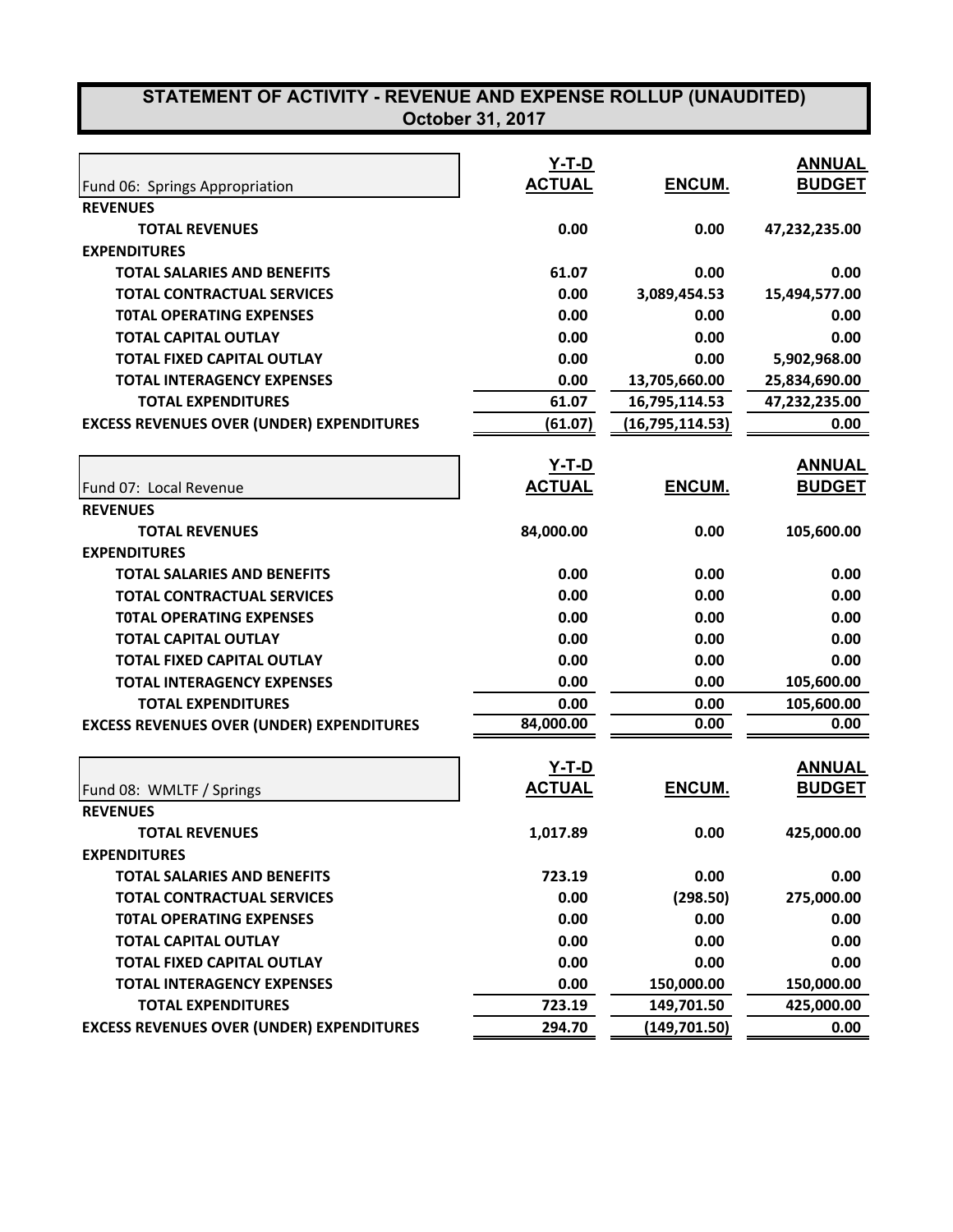# STATEMENT OF ACTIVITY - REVENUE AND EXPENSE ROLLUP (UNAUDITED)
## October 31, 2017

| Fund 06: Springs Appropriation | Y-T-D ACTUAL | ENCUM. | ANNUAL BUDGET |
|---|---|---|---|
| **REVENUES** | | | |
| **TOTAL REVENUES** | 0.00 | 0.00 | 47,232,235.00 |
| **EXPENDITURES** | | | |
| **TOTAL SALARIES AND BENEFITS** | 61.07 | 0.00 | 0.00 |
| **TOTAL CONTRACTUAL SERVICES** | 0.00 | 3,089,454.53 | 15,494,577.00 |
| **T0TAL OPERATING EXPENSES** | 0.00 | 0.00 | 0.00 |
| **TOTAL CAPITAL OUTLAY** | 0.00 | 0.00 | 0.00 |
| **TOTAL FIXED CAPITAL OUTLAY** | 0.00 | 0.00 | 5,902,968.00 |
| **TOTAL INTERAGENCY EXPENSES** | 0.00 | 13,705,660.00 | 25,834,690.00 |
| **TOTAL EXPENDITURES** | 61.07 | 16,795,114.53 | 47,232,235.00 |
| **EXCESS REVENUES OVER (UNDER) EXPENDITURES** | (61.07) | (16,795,114.53) | 0.00 |

| Fund 07: Local Revenue | Y-T-D ACTUAL | ENCUM. | ANNUAL BUDGET |
|---|---|---|---|
| **REVENUES** | | | |
| **TOTAL REVENUES** | 84,000.00 | 0.00 | 105,600.00 |
| **EXPENDITURES** | | | |
| **TOTAL SALARIES AND BENEFITS** | 0.00 | 0.00 | 0.00 |
| **TOTAL CONTRACTUAL SERVICES** | 0.00 | 0.00 | 0.00 |
| **T0TAL OPERATING EXPENSES** | 0.00 | 0.00 | 0.00 |
| **TOTAL CAPITAL OUTLAY** | 0.00 | 0.00 | 0.00 |
| **TOTAL FIXED CAPITAL OUTLAY** | 0.00 | 0.00 | 0.00 |
| **TOTAL INTERAGENCY EXPENSES** | 0.00 | 0.00 | 105,600.00 |
| **TOTAL EXPENDITURES** | 0.00 | 0.00 | 105,600.00 |
| **EXCESS REVENUES OVER (UNDER) EXPENDITURES** | 84,000.00 | 0.00 | 0.00 |

| Fund 08: WMLTF / Springs | Y-T-D ACTUAL | ENCUM. | ANNUAL BUDGET |
|---|---|---|---|
| **REVENUES** | | | |
| **TOTAL REVENUES** | 1,017.89 | 0.00 | 425,000.00 |
| **EXPENDITURES** | | | |
| **TOTAL SALARIES AND BENEFITS** | 723.19 | 0.00 | 0.00 |
| **TOTAL CONTRACTUAL SERVICES** | 0.00 | (298.50) | 275,000.00 |
| **T0TAL OPERATING EXPENSES** | 0.00 | 0.00 | 0.00 |
| **TOTAL CAPITAL OUTLAY** | 0.00 | 0.00 | 0.00 |
| **TOTAL FIXED CAPITAL OUTLAY** | 0.00 | 0.00 | 0.00 |
| **TOTAL INTERAGENCY EXPENSES** | 0.00 | 150,000.00 | 150,000.00 |
| **TOTAL EXPENDITURES** | 723.19 | 149,701.50 | 425,000.00 |
| **EXCESS REVENUES OVER (UNDER) EXPENDITURES** | 294.70 | (149,701.50) | 0.00 |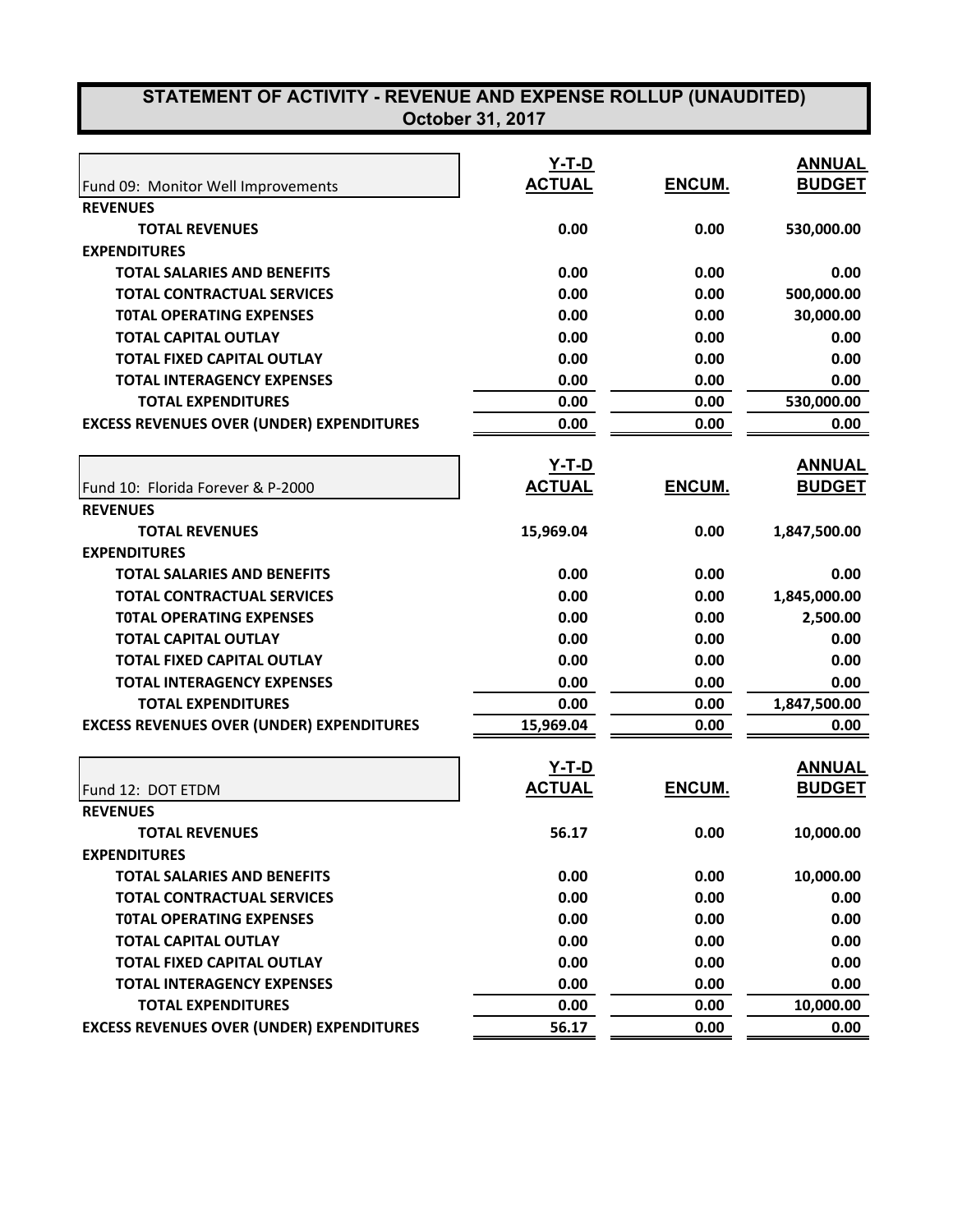# STATEMENT OF ACTIVITY - REVENUE AND EXPENSE ROLLUP (UNAUDITED)
## October 31, 2017

| Fund 09: Monitor Well Improvements | Y-T-D ACTUAL | ENCUM. | ANNUAL BUDGET |
|---|---|---|---|
| **REVENUES** | | | |
| **TOTAL REVENUES** | 0.00 | 0.00 | 530,000.00 |
| **EXPENDITURES** | | | |
| **TOTAL SALARIES AND BENEFITS** | 0.00 | 0.00 | 0.00 |
| **TOTAL CONTRACTUAL SERVICES** | 0.00 | 0.00 | 500,000.00 |
| **T0TAL OPERATING EXPENSES** | 0.00 | 0.00 | 30,000.00 |
| **TOTAL CAPITAL OUTLAY** | 0.00 | 0.00 | 0.00 |
| **TOTAL FIXED CAPITAL OUTLAY** | 0.00 | 0.00 | 0.00 |
| **TOTAL INTERAGENCY EXPENSES** | 0.00 | 0.00 | 0.00 |
| **TOTAL EXPENDITURES** | 0.00 | 0.00 | 530,000.00 |
| **EXCESS REVENUES OVER (UNDER) EXPENDITURES** | 0.00 | 0.00 | 0.00 |

| Fund 10: Florida Forever & P-2000 | Y-T-D ACTUAL | ENCUM. | ANNUAL BUDGET |
|---|---|---|---|
| **REVENUES** | | | |
| **TOTAL REVENUES** | 15,969.04 | 0.00 | 1,847,500.00 |
| **EXPENDITURES** | | | |
| **TOTAL SALARIES AND BENEFITS** | 0.00 | 0.00 | 0.00 |
| **TOTAL CONTRACTUAL SERVICES** | 0.00 | 0.00 | 1,845,000.00 |
| **T0TAL OPERATING EXPENSES** | 0.00 | 0.00 | 2,500.00 |
| **TOTAL CAPITAL OUTLAY** | 0.00 | 0.00 | 0.00 |
| **TOTAL FIXED CAPITAL OUTLAY** | 0.00 | 0.00 | 0.00 |
| **TOTAL INTERAGENCY EXPENSES** | 0.00 | 0.00 | 0.00 |
| **TOTAL EXPENDITURES** | 0.00 | 0.00 | 1,847,500.00 |
| **EXCESS REVENUES OVER (UNDER) EXPENDITURES** | 15,969.04 | 0.00 | 0.00 |

| Fund 12: DOT ETDM | Y-T-D ACTUAL | ENCUM. | ANNUAL BUDGET |
|---|---|---|---|
| **REVENUES** | | | |
| **TOTAL REVENUES** | 56.17 | 0.00 | 10,000.00 |
| **EXPENDITURES** | | | |
| **TOTAL SALARIES AND BENEFITS** | 0.00 | 0.00 | 10,000.00 |
| **TOTAL CONTRACTUAL SERVICES** | 0.00 | 0.00 | 0.00 |
| **T0TAL OPERATING EXPENSES** | 0.00 | 0.00 | 0.00 |
| **TOTAL CAPITAL OUTLAY** | 0.00 | 0.00 | 0.00 |
| **TOTAL FIXED CAPITAL OUTLAY** | 0.00 | 0.00 | 0.00 |
| **TOTAL INTERAGENCY EXPENSES** | 0.00 | 0.00 | 0.00 |
| **TOTAL EXPENDITURES** | 0.00 | 0.00 | 10,000.00 |
| **EXCESS REVENUES OVER (UNDER) EXPENDITURES** | 56.17 | 0.00 | 0.00 |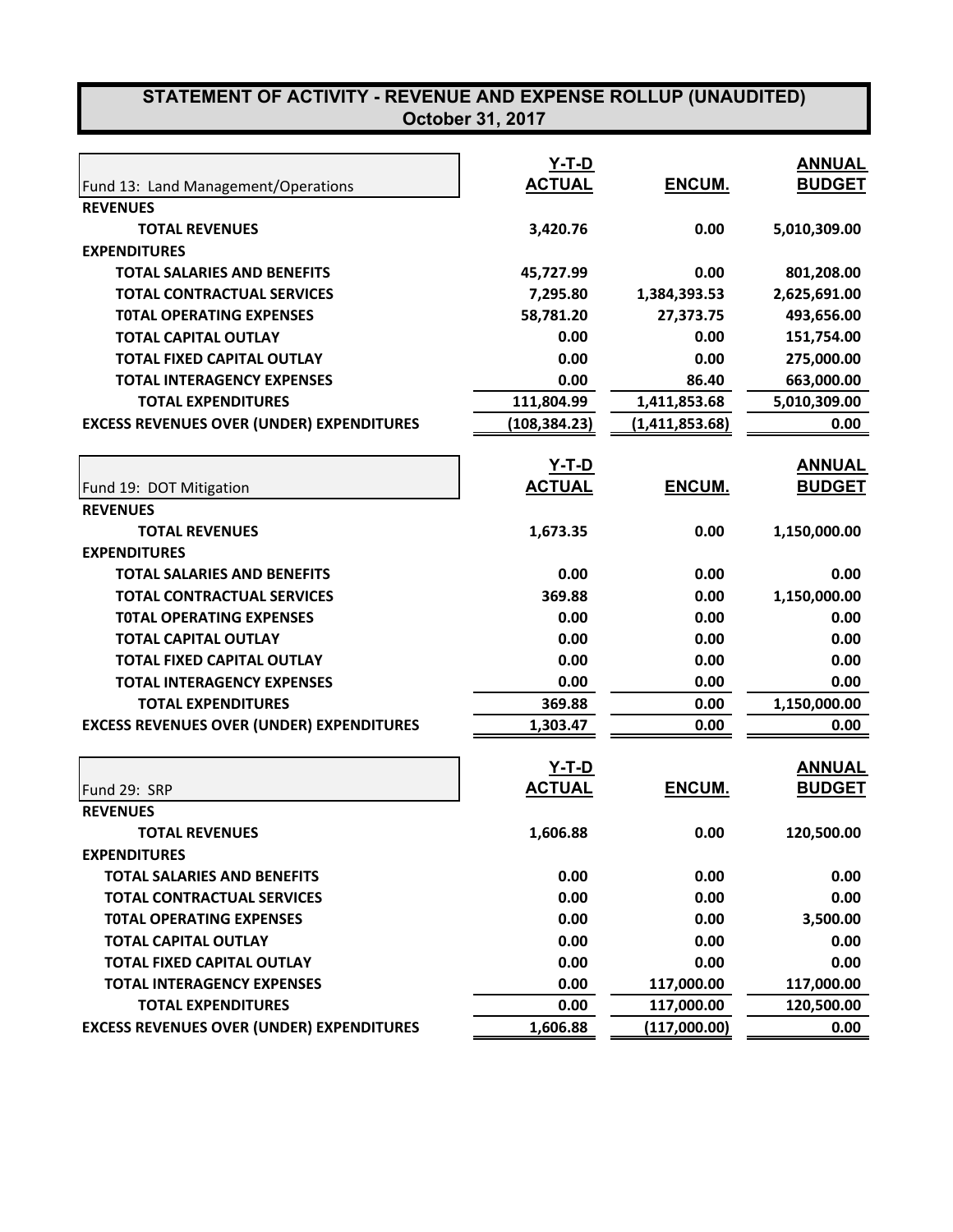# STATEMENT OF ACTIVITY - REVENUE AND EXPENSE ROLLUP (UNAUDITED)
## October 31, 2017

| Fund 13: Land Management/Operations | Y-T-D ACTUAL | ENCUM. | ANNUAL BUDGET |
|---|---|---|---|
| **REVENUES** | | | |
| **TOTAL REVENUES** | 3,420.76 | 0.00 | 5,010,309.00 |
| **EXPENDITURES** | | | |
| **TOTAL SALARIES AND BENEFITS** | 45,727.99 | 0.00 | 801,208.00 |
| **TOTAL CONTRACTUAL SERVICES** | 7,295.80 | 1,384,393.53 | 2,625,691.00 |
| **T0TAL OPERATING EXPENSES** | 58,781.20 | 27,373.75 | 493,656.00 |
| **TOTAL CAPITAL OUTLAY** | 0.00 | 0.00 | 151,754.00 |
| **TOTAL FIXED CAPITAL OUTLAY** | 0.00 | 0.00 | 275,000.00 |
| **TOTAL INTERAGENCY EXPENSES** | 0.00 | 86.40 | 663,000.00 |
| **TOTAL EXPENDITURES** | 111,804.99 | 1,411,853.68 | 5,010,309.00 |
| **EXCESS REVENUES OVER (UNDER) EXPENDITURES** | (108,384.23) | (1,411,853.68) | 0.00 |

| Fund 19: DOT Mitigation | Y-T-D ACTUAL | ENCUM. | ANNUAL BUDGET |
|---|---|---|---|
| **REVENUES** | | | |
| **TOTAL REVENUES** | 1,673.35 | 0.00 | 1,150,000.00 |
| **EXPENDITURES** | | | |
| **TOTAL SALARIES AND BENEFITS** | 0.00 | 0.00 | 0.00 |
| **TOTAL CONTRACTUAL SERVICES** | 369.88 | 0.00 | 1,150,000.00 |
| **T0TAL OPERATING EXPENSES** | 0.00 | 0.00 | 0.00 |
| **TOTAL CAPITAL OUTLAY** | 0.00 | 0.00 | 0.00 |
| **TOTAL FIXED CAPITAL OUTLAY** | 0.00 | 0.00 | 0.00 |
| **TOTAL INTERAGENCY EXPENSES** | 0.00 | 0.00 | 0.00 |
| **TOTAL EXPENDITURES** | 369.88 | 0.00 | 1,150,000.00 |
| **EXCESS REVENUES OVER (UNDER) EXPENDITURES** | 1,303.47 | 0.00 | 0.00 |

| Fund 29: SRP | Y-T-D ACTUAL | ENCUM. | ANNUAL BUDGET |
|---|---|---|---|
| **REVENUES** | | | |
| **TOTAL REVENUES** | 1,606.88 | 0.00 | 120,500.00 |
| **EXPENDITURES** | | | |
| **TOTAL SALARIES AND BENEFITS** | 0.00 | 0.00 | 0.00 |
| **TOTAL CONTRACTUAL SERVICES** | 0.00 | 0.00 | 0.00 |
| **T0TAL OPERATING EXPENSES** | 0.00 | 0.00 | 3,500.00 |
| **TOTAL CAPITAL OUTLAY** | 0.00 | 0.00 | 0.00 |
| **TOTAL FIXED CAPITAL OUTLAY** | 0.00 | 0.00 | 0.00 |
| **TOTAL INTERAGENCY EXPENSES** | 0.00 | 117,000.00 | 117,000.00 |
| **TOTAL EXPENDITURES** | 0.00 | 117,000.00 | 120,500.00 |
| **EXCESS REVENUES OVER (UNDER) EXPENDITURES** | 1,606.88 | (117,000.00) | 0.00 |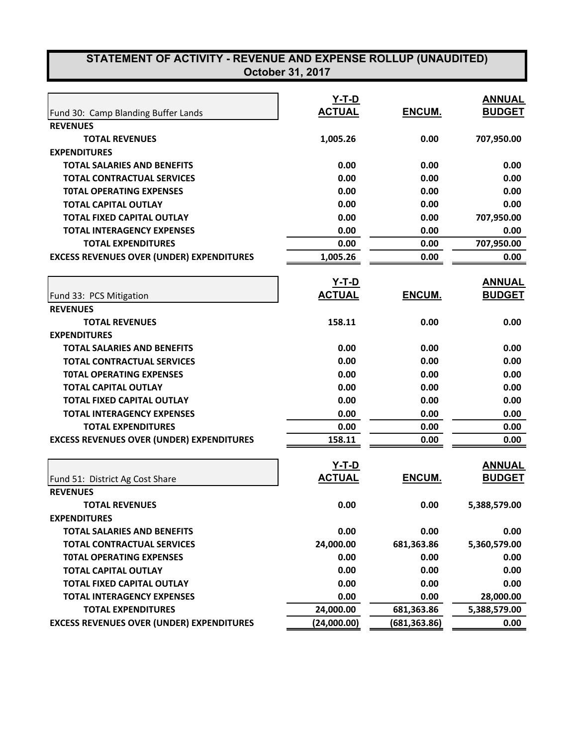# STATEMENT OF ACTIVITY - REVENUE AND EXPENSE ROLLUP (UNAUDITED)
## October 31, 2017

| Fund 30: Camp Blanding Buffer Lands | Y-T-D ACTUAL | ENCUM. | ANNUAL BUDGET |
|---|---|---|---|
| **REVENUES** | | | |
| TOTAL REVENUES | 1,005.26 | 0.00 | 707,950.00 |
| **EXPENDITURES** | | | |
| TOTAL SALARIES AND BENEFITS | 0.00 | 0.00 | 0.00 |
| TOTAL CONTRACTUAL SERVICES | 0.00 | 0.00 | 0.00 |
| T0TAL OPERATING EXPENSES | 0.00 | 0.00 | 0.00 |
| TOTAL CAPITAL OUTLAY | 0.00 | 0.00 | 0.00 |
| TOTAL FIXED CAPITAL OUTLAY | 0.00 | 0.00 | 707,950.00 |
| TOTAL INTERAGENCY EXPENSES | 0.00 | 0.00 | 0.00 |
| TOTAL EXPENDITURES | 0.00 | 0.00 | 707,950.00 |
| **EXCESS REVENUES OVER (UNDER) EXPENDITURES** | 1,005.26 | 0.00 | 0.00 |

| Fund 33: PCS Mitigation | Y-T-D ACTUAL | ENCUM. | ANNUAL BUDGET |
|---|---|---|---|
| **REVENUES** | | | |
| TOTAL REVENUES | 158.11 | 0.00 | 0.00 |
| **EXPENDITURES** | | | |
| TOTAL SALARIES AND BENEFITS | 0.00 | 0.00 | 0.00 |
| TOTAL CONTRACTUAL SERVICES | 0.00 | 0.00 | 0.00 |
| T0TAL OPERATING EXPENSES | 0.00 | 0.00 | 0.00 |
| TOTAL CAPITAL OUTLAY | 0.00 | 0.00 | 0.00 |
| TOTAL FIXED CAPITAL OUTLAY | 0.00 | 0.00 | 0.00 |
| TOTAL INTERAGENCY EXPENSES | 0.00 | 0.00 | 0.00 |
| TOTAL EXPENDITURES | 0.00 | 0.00 | 0.00 |
| **EXCESS REVENUES OVER (UNDER) EXPENDITURES** | 158.11 | 0.00 | 0.00 |

| Fund 51: District Ag Cost Share | Y-T-D ACTUAL | ENCUM. | ANNUAL BUDGET |
|---|---|---|---|
| **REVENUES** | | | |
| TOTAL REVENUES | 0.00 | 0.00 | 5,388,579.00 |
| **EXPENDITURES** | | | |
| TOTAL SALARIES AND BENEFITS | 0.00 | 0.00 | 0.00 |
| TOTAL CONTRACTUAL SERVICES | 24,000.00 | 681,363.86 | 5,360,579.00 |
| T0TAL OPERATING EXPENSES | 0.00 | 0.00 | 0.00 |
| TOTAL CAPITAL OUTLAY | 0.00 | 0.00 | 0.00 |
| TOTAL FIXED CAPITAL OUTLAY | 0.00 | 0.00 | 0.00 |
| TOTAL INTERAGENCY EXPENSES | 0.00 | 0.00 | 28,000.00 |
| TOTAL EXPENDITURES | 24,000.00 | 681,363.86 | 5,388,579.00 |
| **EXCESS REVENUES OVER (UNDER) EXPENDITURES** | (24,000.00) | (681,363.86) | 0.00 |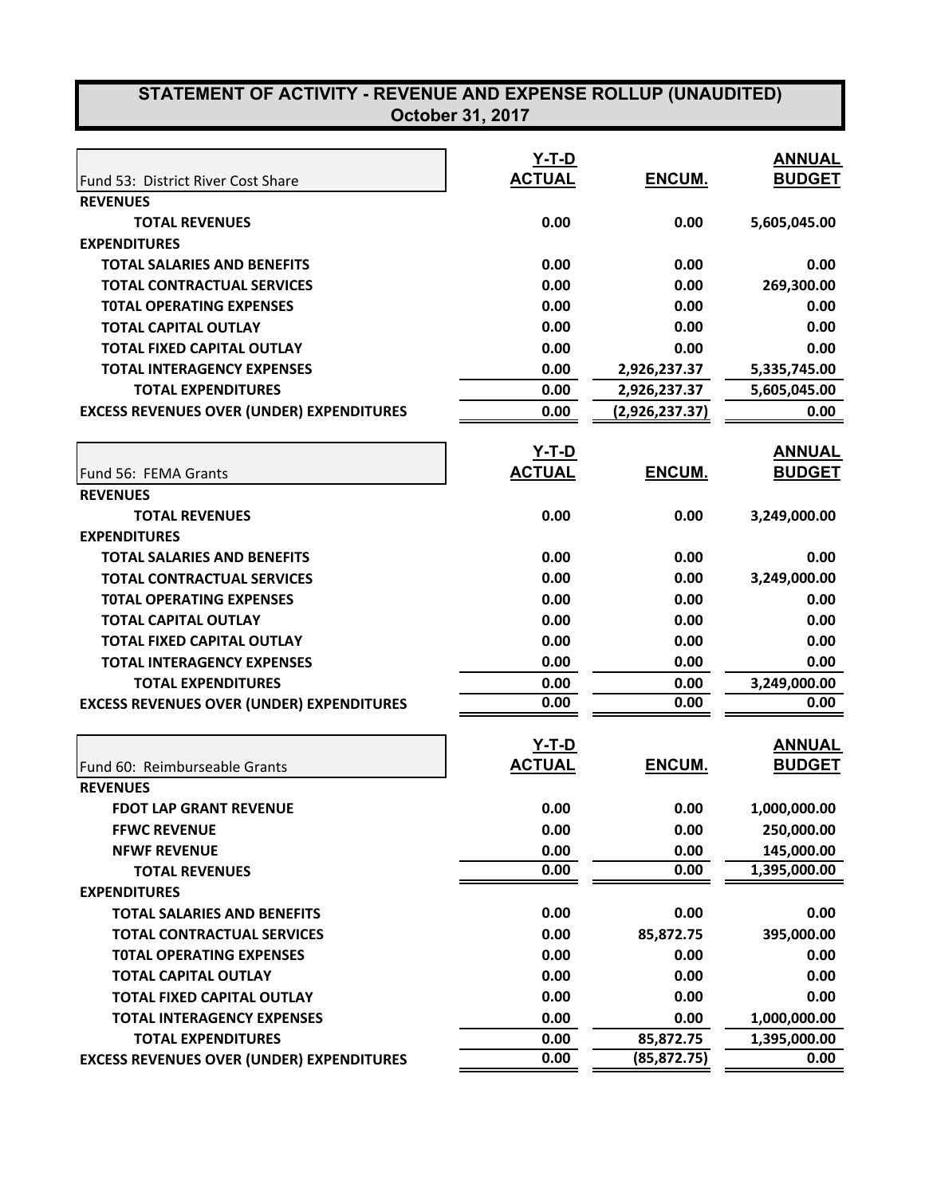# STATEMENT OF ACTIVITY - REVENUE AND EXPENSE ROLLUP (UNAUDITED)
## October 31, 2017

| Fund 53: District River Cost Share | Y-T-D ACTUAL | ENCUM. | ANNUAL BUDGET |
|---|---|---|---|
| **REVENUES** | | | |
| **TOTAL REVENUES** | 0.00 | 0.00 | 5,605,045.00 |
| **EXPENDITURES** | | | |
| **TOTAL SALARIES AND BENEFITS** | 0.00 | 0.00 | 0.00 |
| **TOTAL CONTRACTUAL SERVICES** | 0.00 | 0.00 | 269,300.00 |
| **T0TAL OPERATING EXPENSES** | 0.00 | 0.00 | 0.00 |
| **TOTAL CAPITAL OUTLAY** | 0.00 | 0.00 | 0.00 |
| **TOTAL FIXED CAPITAL OUTLAY** | 0.00 | 0.00 | 0.00 |
| **TOTAL INTERAGENCY EXPENSES** | 0.00 | 2,926,237.37 | 5,335,745.00 |
| **TOTAL EXPENDITURES** | 0.00 | 2,926,237.37 | 5,605,045.00 |
| **EXCESS REVENUES OVER (UNDER) EXPENDITURES** | 0.00 | (2,926,237.37) | 0.00 |

| Fund 56: FEMA Grants | Y-T-D ACTUAL | ENCUM. | ANNUAL BUDGET |
|---|---|---|---|
| **REVENUES** | | | |
| **TOTAL REVENUES** | 0.00 | 0.00 | 3,249,000.00 |
| **EXPENDITURES** | | | |
| **TOTAL SALARIES AND BENEFITS** | 0.00 | 0.00 | 0.00 |
| **TOTAL CONTRACTUAL SERVICES** | 0.00 | 0.00 | 3,249,000.00 |
| **T0TAL OPERATING EXPENSES** | 0.00 | 0.00 | 0.00 |
| **TOTAL CAPITAL OUTLAY** | 0.00 | 0.00 | 0.00 |
| **TOTAL FIXED CAPITAL OUTLAY** | 0.00 | 0.00 | 0.00 |
| **TOTAL INTERAGENCY EXPENSES** | 0.00 | 0.00 | 0.00 |
| **TOTAL EXPENDITURES** | 0.00 | 0.00 | 3,249,000.00 |
| **EXCESS REVENUES OVER (UNDER) EXPENDITURES** | 0.00 | 0.00 | 0.00 |

| Fund 60: Reimburseable Grants | Y-T-D ACTUAL | ENCUM. | ANNUAL BUDGET |
|---|---|---|---|
| **REVENUES** | | | |
| **FDOT LAP GRANT REVENUE** | 0.00 | 0.00 | 1,000,000.00 |
| **FFWC REVENUE** | 0.00 | 0.00 | 250,000.00 |
| **NFWF REVENUE** | 0.00 | 0.00 | 145,000.00 |
| **TOTAL REVENUES** | 0.00 | 0.00 | 1,395,000.00 |
| **EXPENDITURES** | | | |
| **TOTAL SALARIES AND BENEFITS** | 0.00 | 0.00 | 0.00 |
| **TOTAL CONTRACTUAL SERVICES** | 0.00 | 85,872.75 | 395,000.00 |
| **T0TAL OPERATING EXPENSES** | 0.00 | 0.00 | 0.00 |
| **TOTAL CAPITAL OUTLAY** | 0.00 | 0.00 | 0.00 |
| **TOTAL FIXED CAPITAL OUTLAY** | 0.00 | 0.00 | 0.00 |
| **TOTAL INTERAGENCY EXPENSES** | 0.00 | 0.00 | 1,000,000.00 |
| **TOTAL EXPENDITURES** | 0.00 | 85,872.75 | 1,395,000.00 |
| **EXCESS REVENUES OVER (UNDER) EXPENDITURES** | 0.00 | (85,872.75) | 0.00 |